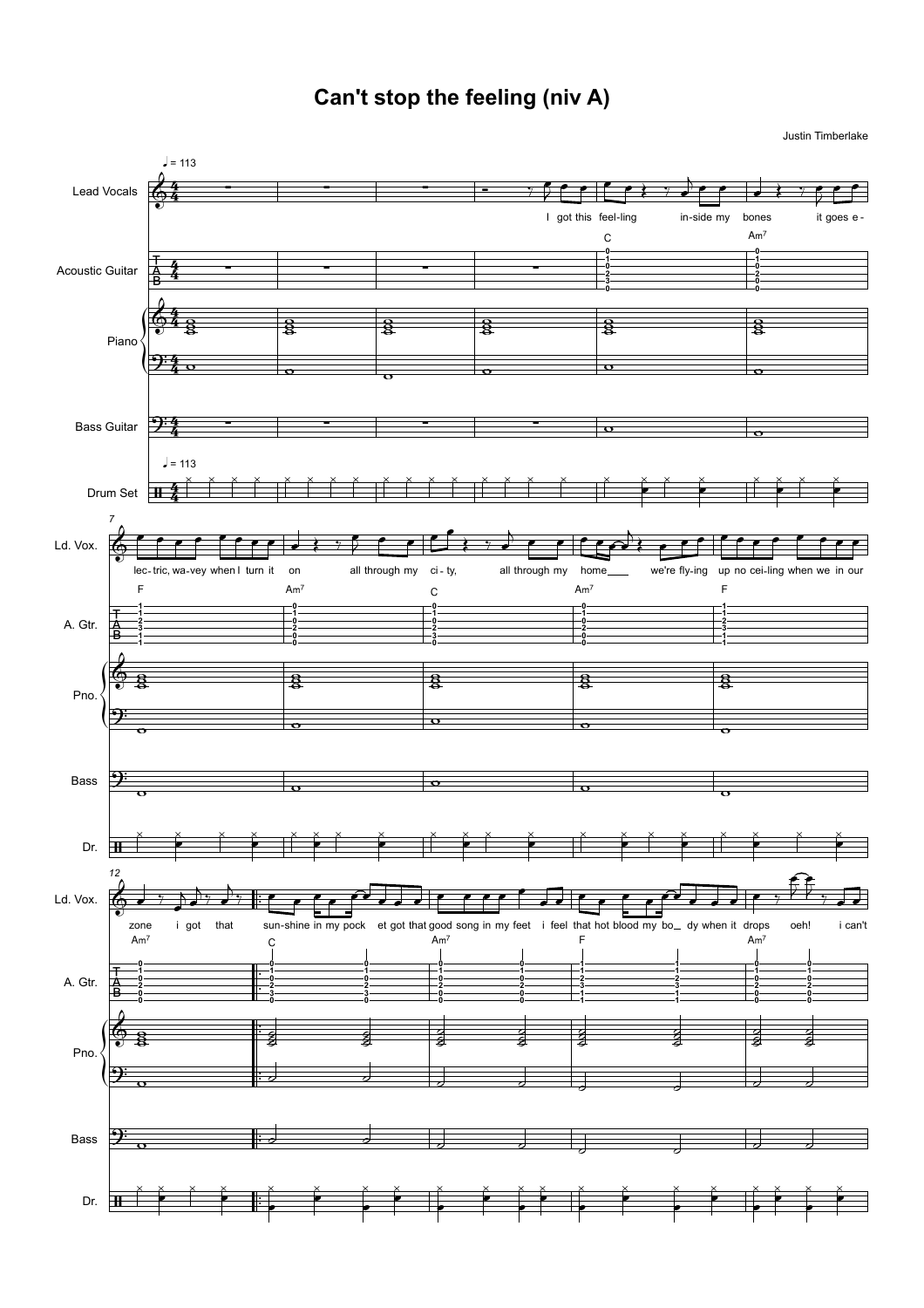# Can't stop the feeling (niv A)

Justin Timberlake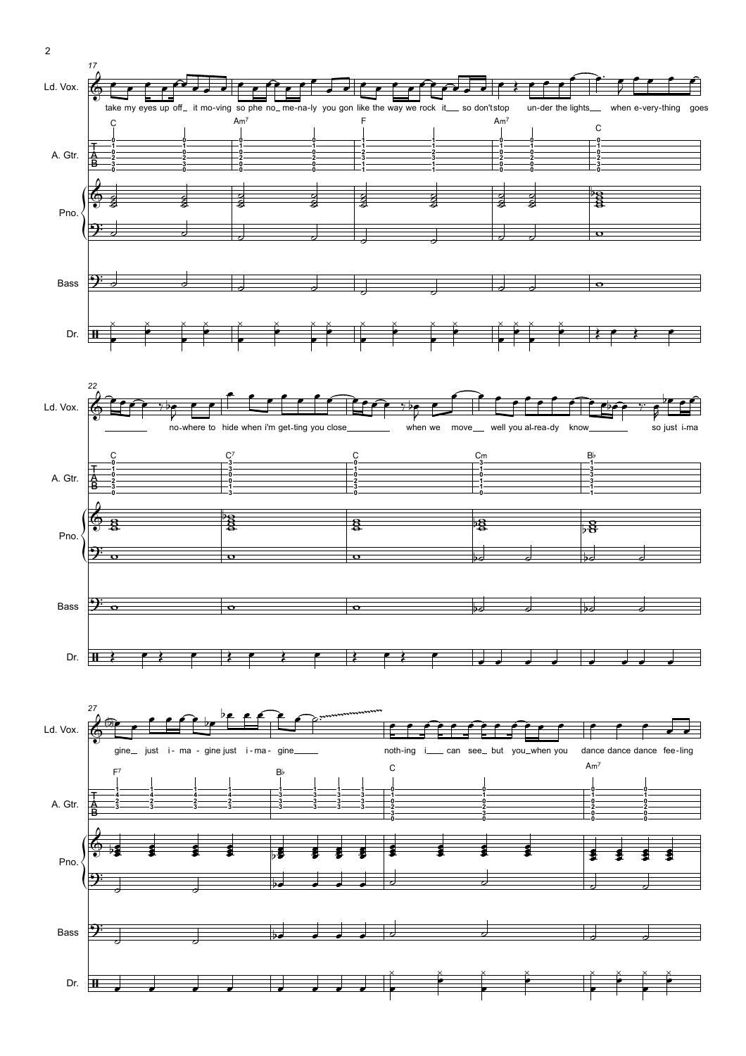Ld. Vox.

A. Gtr.

Pno.

Bass

Dr.

17

C | Am7 | F | Am7 | C

take my eyes up off_ it mo-ving so phe no_ me-na-ly you gon like the way we rock it___ so don't stop un-der the lights___ when e-very-thing goes

22

C | C7 | C | Cm | B♭

no-where to hide when i'm get-ting you close_________ when we move__ well you al-rea-dy know________ so just i-ma

27

F7 | B♭ | C | Am7

gine__ just i - ma - gine just i - ma - gine_____ noth-ing i___ can see_ but you_when you dance dance dance fee-ling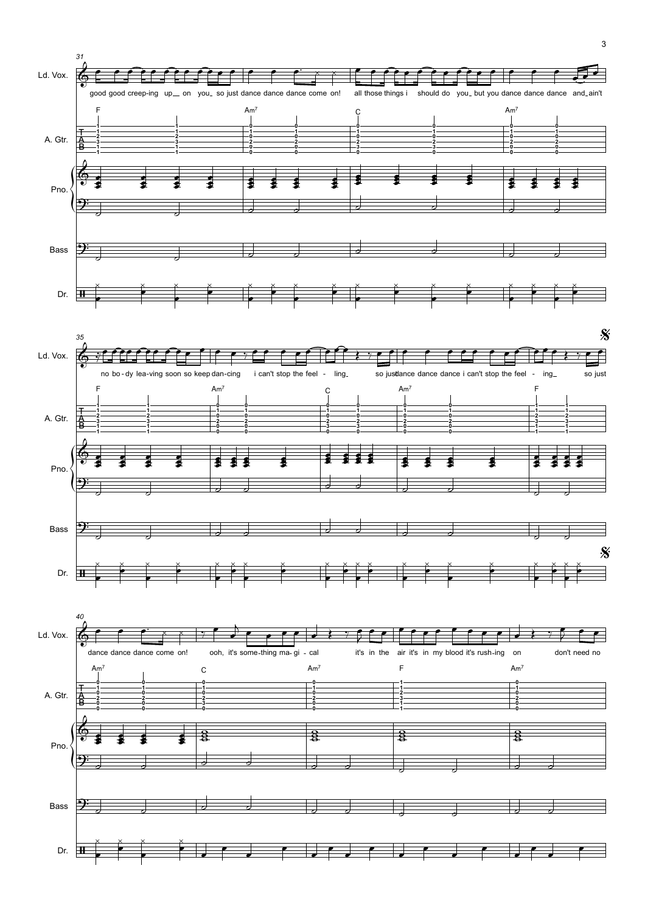**31**

Ld. Vox.: good good creep-ing up_ on you_ so just dance dance dance come on! all those things i should do you_ but you dance dance dance and_ain't

A. Gtr.: F | Am7 | C | Am7

Pno.

Bass

Dr.

**35**

Ld. Vox.: no bo-dy lea-ving soon so keep dan-cing i can't stop the feel - ling_ so just dance dance dance i can't stop the feel - ing_ so just

A. Gtr.: F | Am7 | C | Am7 | F

Pno.

Bass

Dr.

𝄋

**40**

Ld. Vox.: dance dance dance come on! ooh, it's some-thing ma-gi-cal it's in the air it's in my blood it's rush-ing on don't need no

A. Gtr.: Am7 | C | Am7 | F | Am7

Pno.

Bass

Dr.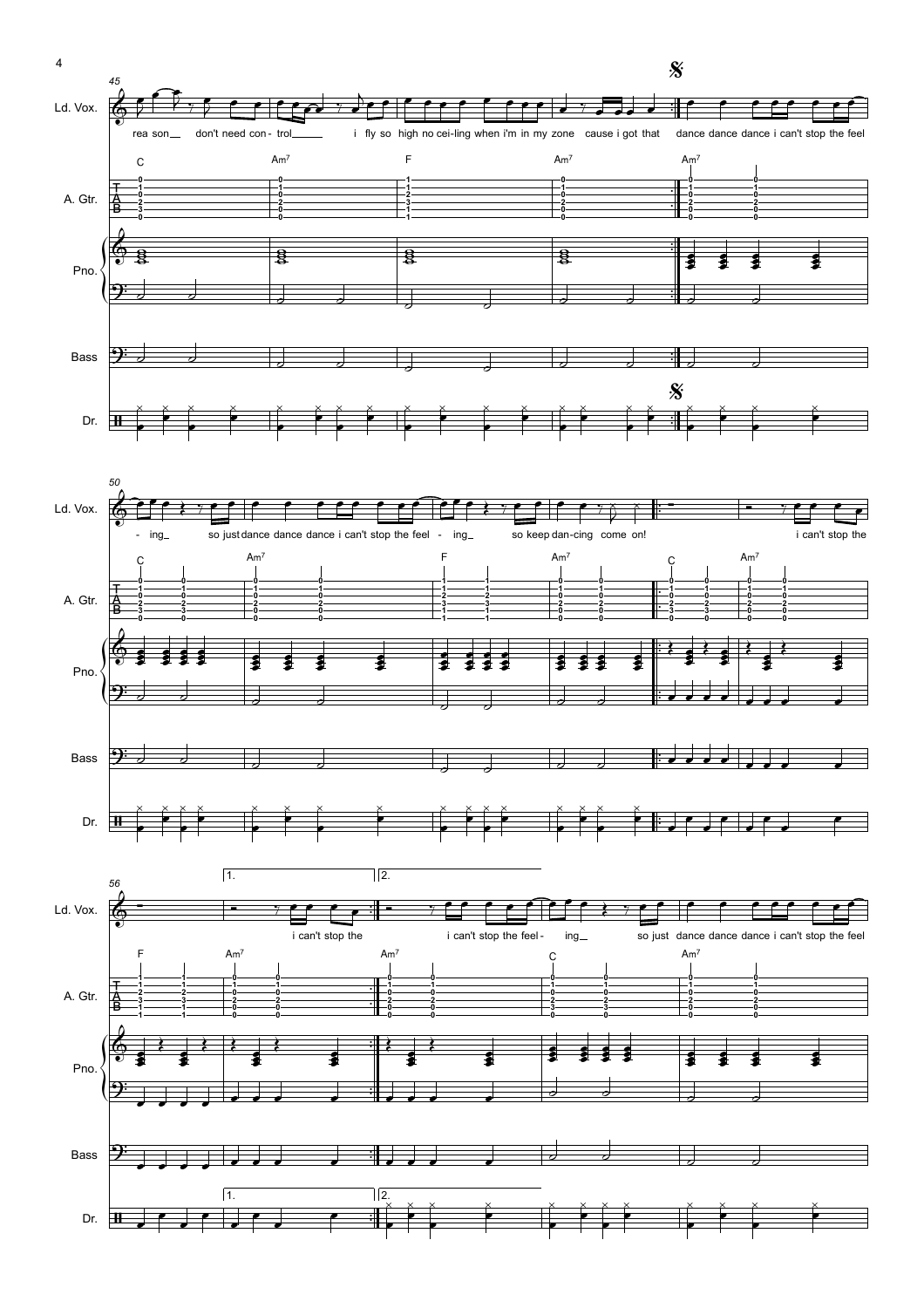Ld. Vox.

rea son don't need con - trol i fly so high no cei-ling when i'm in my zone cause i got that dance dance dance i can't stop the feel

C Am7 F Am7 Am7

A. Gtr.

Pno.

Bass

Dr.

- ing so just dance dance dance i can't stop the feel - ing so keep dan-cing come on! i can't stop the

C Am7 F Am7 C Am7

1. 2.

i can't stop the i can't stop the feel - ing so just dance dance dance i can't stop the feel

F Am7 Am7 C Am7